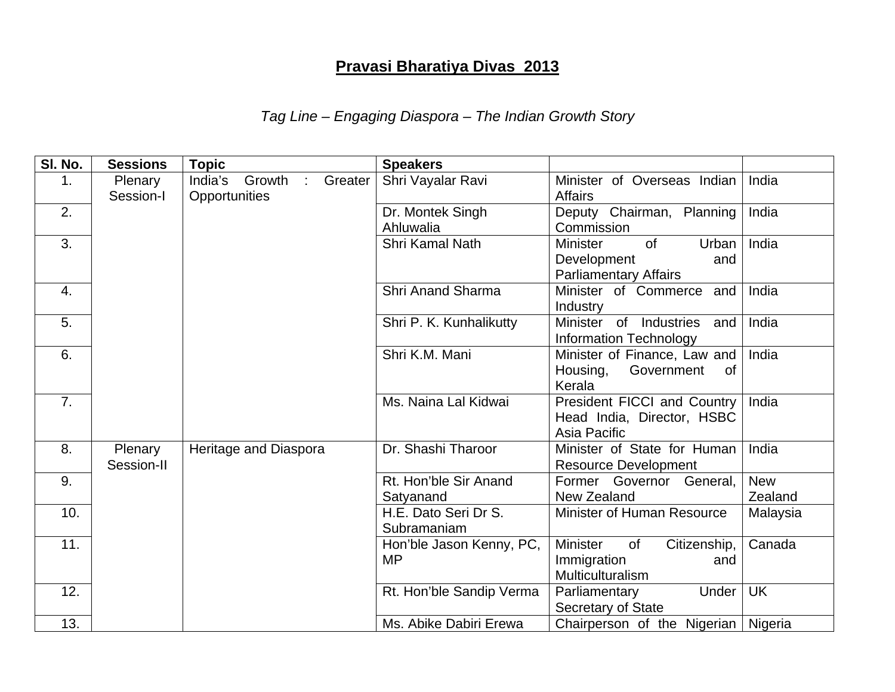# Pravasi Bharatiya Divas 2013

*Tag Line – Engaging Diaspora – The Indian Growth Story*

| Sl. No. | Sessions | Topic | Speakers | | |
|---|---|---|---|---|---|
| 1. | Plenary Session-I | India's Growth : Greater Opportunities | Shri Vayalar Ravi | Minister of Overseas Indian Affairs | India |
| 2. | | | Dr. Montek Singh Ahluwalia | Deputy Chairman, Planning Commission | India |
| 3. | | | Shri Kamal Nath | Minister of Urban Development and Parliamentary Affairs | India |
| 4. | | | Shri Anand Sharma | Minister of Commerce and Industry | India |
| 5. | | | Shri P. K. Kunhalikutty | Minister of Industries and Information Technology | India |
| 6. | | | Shri K.M. Mani | Minister of Finance, Law and Housing, Government of Kerala | India |
| 7. | | | Ms. Naina Lal Kidwai | President FICCI and Country Head India, Director, HSBC Asia Pacific | India |
| 8. | Plenary Session-II | Heritage and Diaspora | Dr. Shashi Tharoor | Minister of State for Human Resource Development | India |
| 9. | | | Rt. Hon'ble Sir Anand Satyanand | Former Governor General, New Zealand | New Zealand |
| 10. | | | H.E. Dato Seri Dr S. Subramaniam | Minister of Human Resource | Malaysia |
| 11. | | | Hon'ble Jason Kenny, PC, MP | Minister of Citizenship, Immigration and Multiculturalism | Canada |
| 12. | | | Rt. Hon'ble Sandip Verma | Parliamentary Under Secretary of State | UK |
| 13. | | | Ms. Abike Dabiri Erewa | Chairperson of the Nigerian | Nigeria |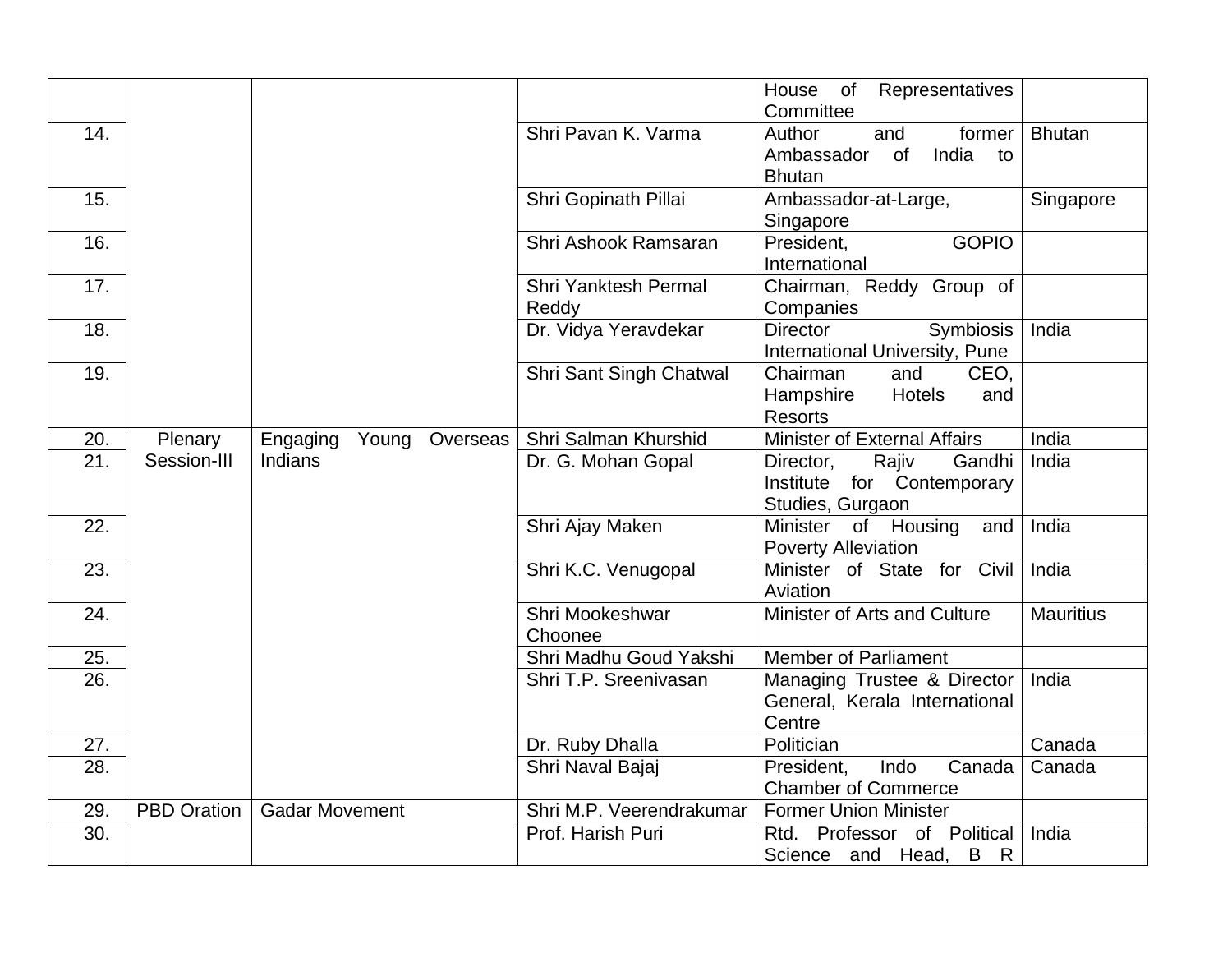| | | | | | |
|---|---|---|---|---|---|
| | | | | House of Representatives Committee | |
| 14. | | | Shri Pavan K. Varma | Author and former Ambassador of India to Bhutan | Bhutan |
| 15. | | | Shri Gopinath Pillai | Ambassador-at-Large, Singapore | Singapore |
| 16. | | | Shri Ashook Ramsaran | President, GOPIO International | |
| 17. | | | Shri Yanktesh Permal Reddy | Chairman, Reddy Group of Companies | |
| 18. | | | Dr. Vidya Yeravdekar | Director Symbiosis International University, Pune | India |
| 19. | | | Shri Sant Singh Chatwal | Chairman and CEO, Hampshire Hotels and Resorts | |
| 20. | Plenary Session-III | Engaging Young Overseas Indians | Shri Salman Khurshid | Minister of External Affairs | India |
| 21. | | | Dr. G. Mohan Gopal | Director, Rajiv Gandhi Institute for Contemporary Studies, Gurgaon | India |
| 22. | | | Shri Ajay Maken | Minister of Housing and Poverty Alleviation | India |
| 23. | | | Shri K.C. Venugopal | Minister of State for Civil Aviation | India |
| 24. | | | Shri Mookeshwar Choonee | Minister of Arts and Culture | Mauritius |
| 25. | | | Shri Madhu Goud Yakshi | Member of Parliament | |
| 26. | | | Shri T.P. Sreenivasan | Managing Trustee & Director General, Kerala International Centre | India |
| 27. | | | Dr. Ruby Dhalla | Politician | Canada |
| 28. | | | Shri Naval Bajaj | President, Indo Canada Chamber of Commerce | Canada |
| 29. | PBD Oration | Gadar Movement | Shri M.P. Veerendrakumar | Former Union Minister | |
| 30. | | | Prof. Harish Puri | Rtd. Professor of Political Science and Head, B R | India |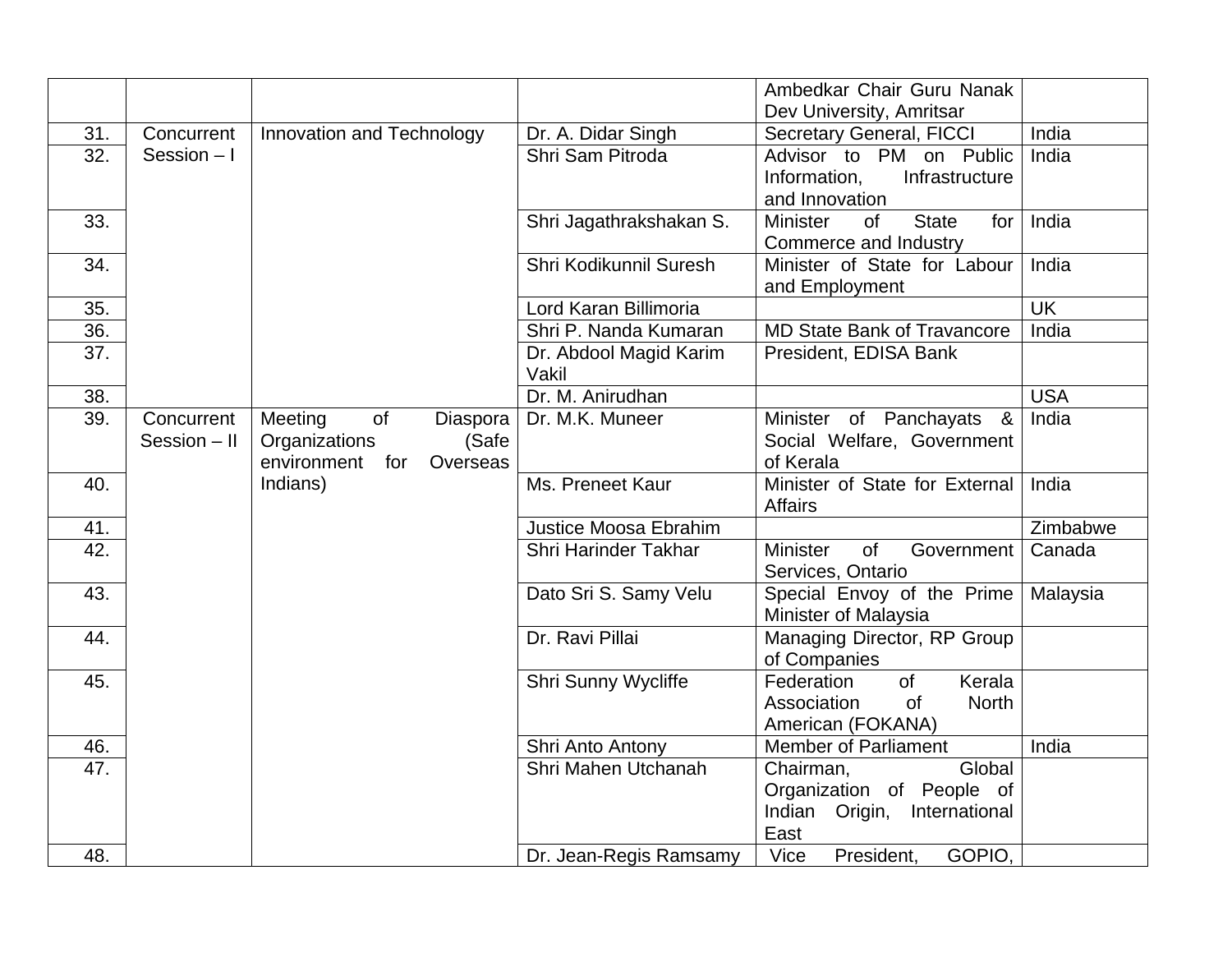| | | | | Ambedkar Chair Guru Nanak Dev University, Amritsar | |
|---|---|---|---|---|---|
| 31. | Concurrent Session – I | Innovation and Technology | Dr. A. Didar Singh | Secretary General, FICCI | India |
| 32. | | | Shri Sam Pitroda | Advisor to PM on Public Information, Infrastructure and Innovation | India |
| 33. | | | Shri Jagathrakshakan S. | Minister of State for Commerce and Industry | India |
| 34. | | | Shri Kodikunnil Suresh | Minister of State for Labour and Employment | India |
| 35. | | | Lord Karan Billimoria | | UK |
| 36. | | | Shri P. Nanda Kumaran | MD State Bank of Travancore | India |
| 37. | | | Dr. Abdool Magid Karim Vakil | President, EDISA Bank | |
| 38. | | | Dr. M. Anirudhan | | USA |
| 39. | Concurrent Session – II | Meeting of Diaspora Organizations (Safe environment for Overseas Indians) | Dr. M.K. Muneer | Minister of Panchayats & Social Welfare, Government of Kerala | India |
| 40. | | | Ms. Preneet Kaur | Minister of State for External Affairs | India |
| 41. | | | Justice Moosa Ebrahim | | Zimbabwe |
| 42. | | | Shri Harinder Takhar | Minister of Government Services, Ontario | Canada |
| 43. | | | Dato Sri S. Samy Velu | Special Envoy of the Prime Minister of Malaysia | Malaysia |
| 44. | | | Dr. Ravi Pillai | Managing Director, RP Group of Companies | |
| 45. | | | Shri Sunny Wycliffe | Federation of Kerala Association of North American (FOKANA) | |
| 46. | | | Shri Anto Antony | Member of Parliament | India |
| 47. | | | Shri Mahen Utchanah | Chairman, Global Organization of People of Indian Origin, International East | |
| 48. | | | Dr. Jean-Regis Ramsamy | Vice President, GOPIO, | |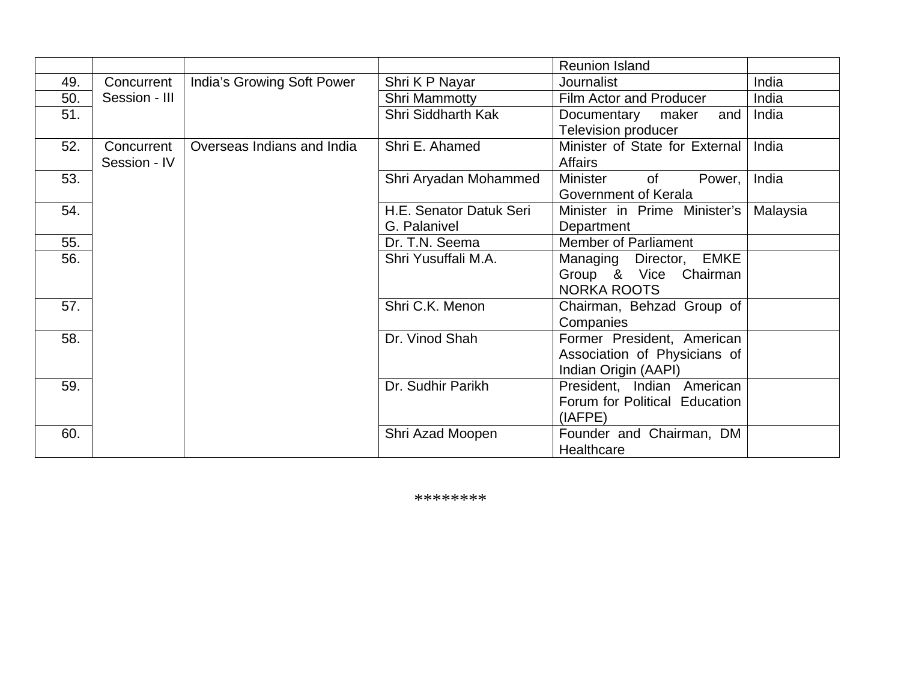| | | | | | |
|---|---|---|---|---|---|
| | | | | Reunion Island | |
| 49. | Concurrent Session - III | India's Growing Soft Power | Shri K P Nayar | Journalist | India |
| 50. | | | Shri Mammotty | Film Actor and Producer | India |
| 51. | | | Shri Siddharth Kak | Documentary maker and Television producer | India |
| 52. | Concurrent Session - IV | Overseas Indians and India | Shri E. Ahamed | Minister of State for External Affairs | India |
| 53. | | | Shri Aryadan Mohammed | Minister of Power, Government of Kerala | India |
| 54. | | | H.E. Senator Datuk Seri G. Palanivel | Minister in Prime Minister's Department | Malaysia |
| 55. | | | Dr. T.N. Seema | Member of Parliament | |
| 56. | | | Shri Yusuffali M.A. | Managing Director, EMKE Group & Vice Chairman NORKA ROOTS | |
| 57. | | | Shri C.K. Menon | Chairman, Behzad Group of Companies | |
| 58. | | | Dr. Vinod Shah | Former President, American Association of Physicians of Indian Origin (AAPI) | |
| 59. | | | Dr. Sudhir Parikh | President, Indian American Forum for Political Education (IAFPE) | |
| 60. | | | Shri Azad Moopen | Founder and Chairman, DM Healthcare | |

********